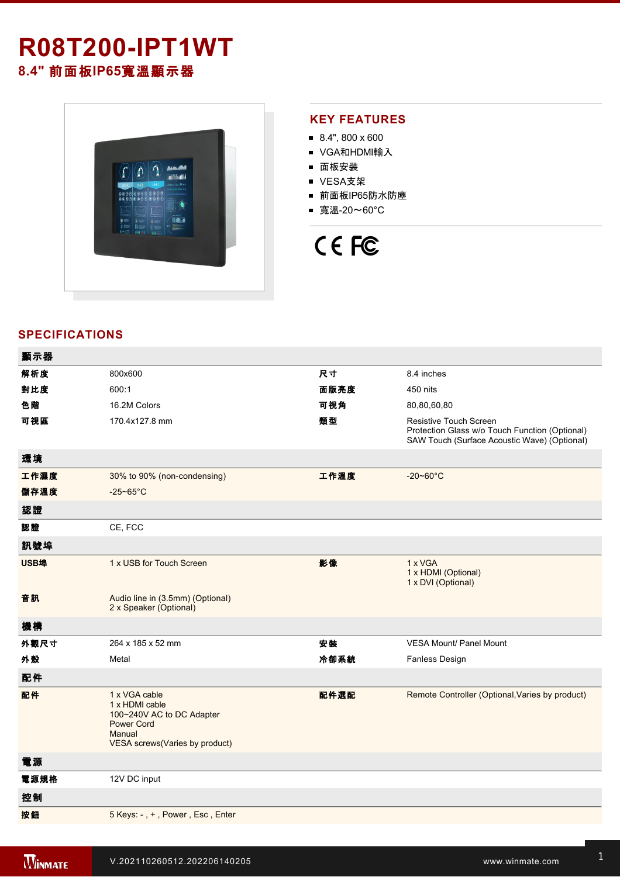# R08T200-IPT1WT

## 8.4" 前面板IP65寬溫顯示器

## KEY FEATURES

- 8.4", 800 x 600
- VGA和HDMI輸入
- 面板安裝
- VESA支架
- 前面板IP65防水防塵
- 寬溫-20～60°C

## SPECIFICATIONS

| 顯示器 | | | |
|---|---|---|---|
| 解析度 | 800x600 | 尺寸 | 8.4 inches |
| 對比度 | 600:1 | 面版亮度 | 450 nits |
| 色階 | 16.2M Colors | 可視角 | 80,80,60,80 |
| 可視區 | 170.4x127.8 mm | 類型 | Resistive Touch Screen<br>Protection Glass w/o Touch Function (Optional)<br>SAW Touch (Surface Acoustic Wave) (Optional) |
| **環境** | | | |
| 工作濕度 | 30% to 90% (non-condensing) | 工作溫度 | -20~60°C |
| 儲存溫度 | -25~65°C | | |
| **認證** | | | |
| 認證 | CE, FCC | | |
| **訊號埠** | | | |
| USB埠 | 1 x USB for Touch Screen | 影像 | 1 x VGA<br>1 x HDMI (Optional)<br>1 x DVI (Optional) |
| 音訊 | Audio line in (3.5mm) (Optional)<br>2 x Speaker (Optional) | | |
| **機構** | | | |
| 外觀尺寸 | 264 x 185 x 52 mm | 安裝 | VESA Mount/ Panel Mount |
| 外殼 | Metal | 冷卻系統 | Fanless Design |
| **配件** | | | |
| 配件 | 1 x VGA cable<br>1 x HDMI cable<br>100~240V AC to DC Adapter<br>Power Cord<br>Manual<br>VESA screws(Varies by product) | 配件選配 | Remote Controller (Optional,Varies by product) |
| **電源** | | | |
| 電源規格 | 12V DC input | | |
| **控制** | | | |
| 按鈕 | 5 Keys: - , + , Power , Esc , Enter | | |

V.202110260512.202206140205 www.winmate.com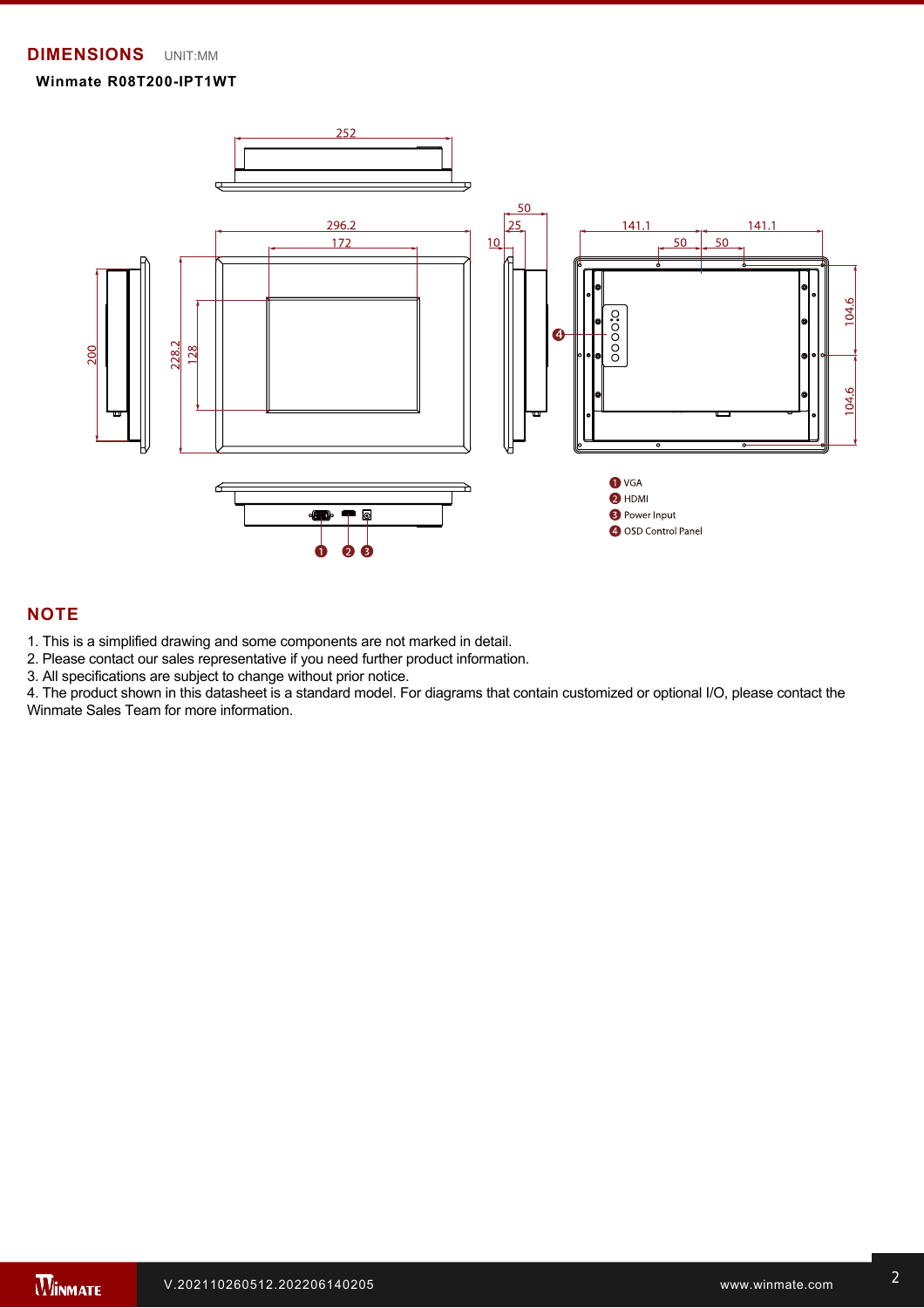## DIMENSIONS UNIT:MM

**Winmate R08T200-IPT1WT**

252

296.2

172

50

25

10

141.1

141.1

50

50

200

228.2

128

104.6

104.6

1 VGA
2 HDMI
3 Power Input
4 OSD Control Panel

## NOTE

1. This is a simplified drawing and some components are not marked in detail.
2. Please contact our sales representative if you need further product information.
3. All specifications are subject to change without prior notice.
4. The product shown in this datasheet is a standard model. For diagrams that contain customized or optional I/O, please contact the Winmate Sales Team for more information.